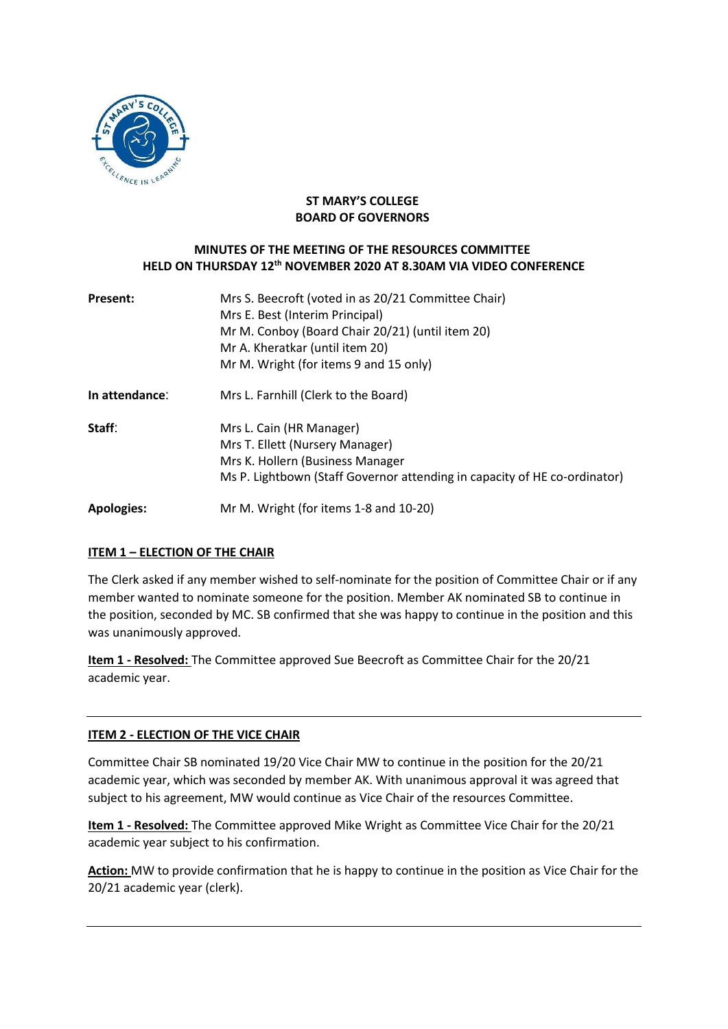**ST MARY'S COLLEGE**
**BOARD OF GOVERNORS**

**MINUTES OF THE MEETING OF THE RESOURCES COMMITTEE HELD ON THURSDAY 12th NOVEMBER 2020 AT 8.30AM VIA VIDEO CONFERENCE**

| | |
|---|---|
| **Present:** | Mrs S. Beecroft (voted in as 20/21 Committee Chair)<br>Mrs E. Best (Interim Principal)<br>Mr M. Conboy (Board Chair 20/21) (until item 20)<br>Mr A. Kheratkar (until item 20)<br>Mr M. Wright (for items 9 and 15 only) |
| **In attendance**: | Mrs L. Farnhill (Clerk to the Board) |
| **Staff**: | Mrs L. Cain (HR Manager)<br>Mrs T. Ellett (Nursery Manager)<br>Mrs K. Hollern (Business Manager<br>Ms P. Lightbown (Staff Governor attending in capacity of HE co-ordinator) |
| **Apologies:** | Mr M. Wright (for items 1-8 and 10-20) |

**ITEM 1 – ELECTION OF THE CHAIR**

The Clerk asked if any member wished to self-nominate for the position of Committee Chair or if any member wanted to nominate someone for the position. Member AK nominated SB to continue in the position, seconded by MC. SB confirmed that she was happy to continue in the position and this was unanimously approved.

**Item 1 - Resolved:** The Committee approved Sue Beecroft as Committee Chair for the 20/21 academic year.

---

**ITEM 2 - ELECTION OF THE VICE CHAIR**

Committee Chair SB nominated 19/20 Vice Chair MW to continue in the position for the 20/21 academic year, which was seconded by member AK. With unanimous approval it was agreed that subject to his agreement, MW would continue as Vice Chair of the resources Committee.

**Item 1 - Resolved:** The Committee approved Mike Wright as Committee Vice Chair for the 20/21 academic year subject to his confirmation.

**Action:** MW to provide confirmation that he is happy to continue in the position as Vice Chair for the 20/21 academic year (clerk).

---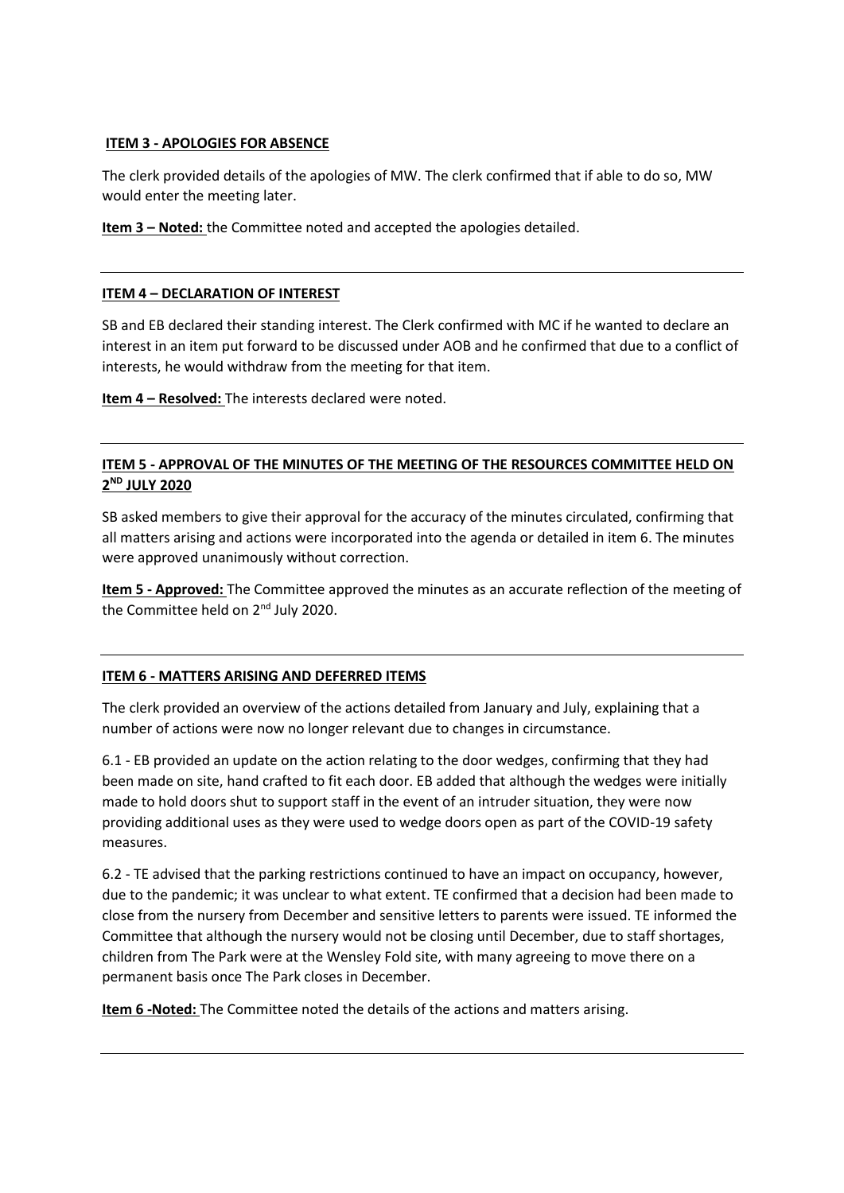**ITEM 3 - APOLOGIES FOR ABSENCE**

The clerk provided details of the apologies of MW. The clerk confirmed that if able to do so, MW would enter the meeting later.

**Item 3 – Noted:** the Committee noted and accepted the apologies detailed.

---

**ITEM 4 – DECLARATION OF INTEREST**

SB and EB declared their standing interest. The Clerk confirmed with MC if he wanted to declare an interest in an item put forward to be discussed under AOB and he confirmed that due to a conflict of interests, he would withdraw from the meeting for that item.

**Item 4 – Resolved:** The interests declared were noted.

---

**ITEM 5 - APPROVAL OF THE MINUTES OF THE MEETING OF THE RESOURCES COMMITTEE HELD ON 2ND JULY 2020**

SB asked members to give their approval for the accuracy of the minutes circulated, confirming that all matters arising and actions were incorporated into the agenda or detailed in item 6. The minutes were approved unanimously without correction.

**Item 5 - Approved:** The Committee approved the minutes as an accurate reflection of the meeting of the Committee held on 2nd July 2020.

---

**ITEM 6 - MATTERS ARISING AND DEFERRED ITEMS**

The clerk provided an overview of the actions detailed from January and July, explaining that a number of actions were now no longer relevant due to changes in circumstance.

6.1 - EB provided an update on the action relating to the door wedges, confirming that they had been made on site, hand crafted to fit each door. EB added that although the wedges were initially made to hold doors shut to support staff in the event of an intruder situation, they were now providing additional uses as they were used to wedge doors open as part of the COVID-19 safety measures.

6.2 - TE advised that the parking restrictions continued to have an impact on occupancy, however, due to the pandemic; it was unclear to what extent. TE confirmed that a decision had been made to close from the nursery from December and sensitive letters to parents were issued. TE informed the Committee that although the nursery would not be closing until December, due to staff shortages, children from The Park were at the Wensley Fold site, with many agreeing to move there on a permanent basis once The Park closes in December.

**Item 6 -Noted:** The Committee noted the details of the actions and matters arising.

---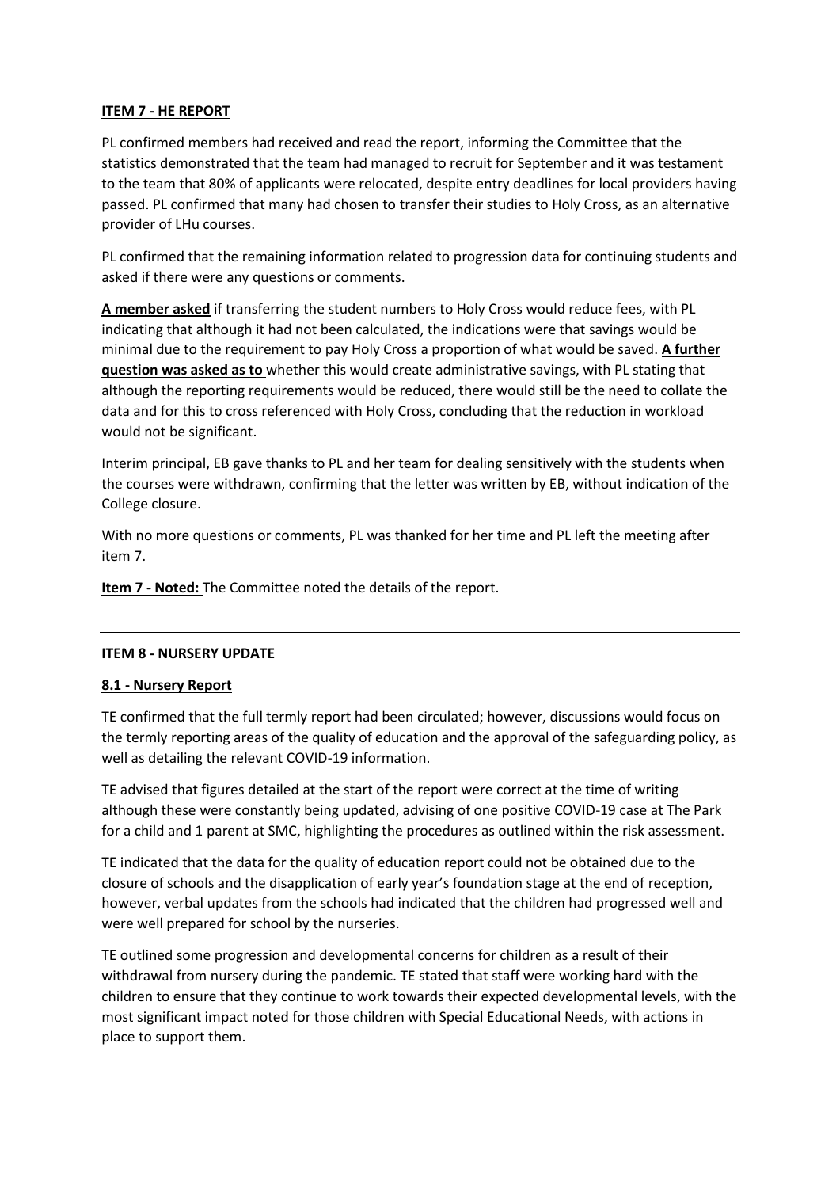**ITEM 7 - HE REPORT**

PL confirmed members had received and read the report, informing the Committee that the statistics demonstrated that the team had managed to recruit for September and it was testament to the team that 80% of applicants were relocated, despite entry deadlines for local providers having passed. PL confirmed that many had chosen to transfer their studies to Holy Cross, as an alternative provider of LHu courses.

PL confirmed that the remaining information related to progression data for continuing students and asked if there were any questions or comments.

**A member asked** if transferring the student numbers to Holy Cross would reduce fees, with PL indicating that although it had not been calculated, the indications were that savings would be minimal due to the requirement to pay Holy Cross a proportion of what would be saved. **A further question was asked as to** whether this would create administrative savings, with PL stating that although the reporting requirements would be reduced, there would still be the need to collate the data and for this to cross referenced with Holy Cross, concluding that the reduction in workload would not be significant.

Interim principal, EB gave thanks to PL and her team for dealing sensitively with the students when the courses were withdrawn, confirming that the letter was written by EB, without indication of the College closure.

With no more questions or comments, PL was thanked for her time and PL left the meeting after item 7.

**Item 7 - Noted:** The Committee noted the details of the report.

---

**ITEM 8 - NURSERY UPDATE**

**8.1 - Nursery Report**

TE confirmed that the full termly report had been circulated; however, discussions would focus on the termly reporting areas of the quality of education and the approval of the safeguarding policy, as well as detailing the relevant COVID-19 information.

TE advised that figures detailed at the start of the report were correct at the time of writing although these were constantly being updated, advising of one positive COVID-19 case at The Park for a child and 1 parent at SMC, highlighting the procedures as outlined within the risk assessment.

TE indicated that the data for the quality of education report could not be obtained due to the closure of schools and the disapplication of early year's foundation stage at the end of reception, however, verbal updates from the schools had indicated that the children had progressed well and were well prepared for school by the nurseries.

TE outlined some progression and developmental concerns for children as a result of their withdrawal from nursery during the pandemic. TE stated that staff were working hard with the children to ensure that they continue to work towards their expected developmental levels, with the most significant impact noted for those children with Special Educational Needs, with actions in place to support them.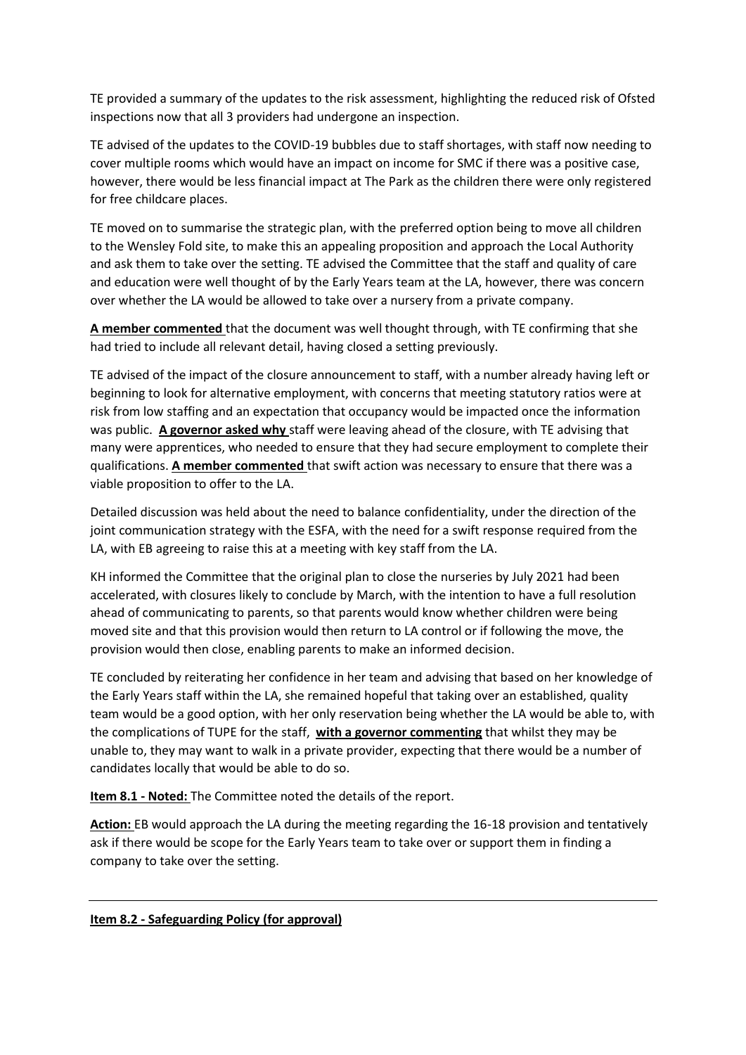TE provided a summary of the updates to the risk assessment, highlighting the reduced risk of Ofsted inspections now that all 3 providers had undergone an inspection.

TE advised of the updates to the COVID-19 bubbles due to staff shortages, with staff now needing to cover multiple rooms which would have an impact on income for SMC if there was a positive case, however, there would be less financial impact at The Park as the children there were only registered for free childcare places.

TE moved on to summarise the strategic plan, with the preferred option being to move all children to the Wensley Fold site, to make this an appealing proposition and approach the Local Authority and ask them to take over the setting. TE advised the Committee that the staff and quality of care and education were well thought of by the Early Years team at the LA, however, there was concern over whether the LA would be allowed to take over a nursery from a private company.

**A member commented** that the document was well thought through, with TE confirming that she had tried to include all relevant detail, having closed a setting previously.

TE advised of the impact of the closure announcement to staff, with a number already having left or beginning to look for alternative employment, with concerns that meeting statutory ratios were at risk from low staffing and an expectation that occupancy would be impacted once the information was public. **A governor asked why** staff were leaving ahead of the closure, with TE advising that many were apprentices, who needed to ensure that they had secure employment to complete their qualifications. **A member commented** that swift action was necessary to ensure that there was a viable proposition to offer to the LA.

Detailed discussion was held about the need to balance confidentiality, under the direction of the joint communication strategy with the ESFA, with the need for a swift response required from the LA, with EB agreeing to raise this at a meeting with key staff from the LA.

KH informed the Committee that the original plan to close the nurseries by July 2021 had been accelerated, with closures likely to conclude by March, with the intention to have a full resolution ahead of communicating to parents, so that parents would know whether children were being moved site and that this provision would then return to LA control or if following the move, the provision would then close, enabling parents to make an informed decision.

TE concluded by reiterating her confidence in her team and advising that based on her knowledge of the Early Years staff within the LA, she remained hopeful that taking over an established, quality team would be a good option, with her only reservation being whether the LA would be able to, with the complications of TUPE for the staff, **with a governor commenting** that whilst they may be unable to, they may want to walk in a private provider, expecting that there would be a number of candidates locally that would be able to do so.

**Item 8.1 - Noted:** The Committee noted the details of the report.

**Action:** EB would approach the LA during the meeting regarding the 16-18 provision and tentatively ask if there would be scope for the Early Years team to take over or support them in finding a company to take over the setting.

---

**Item 8.2 - Safeguarding Policy (for approval)**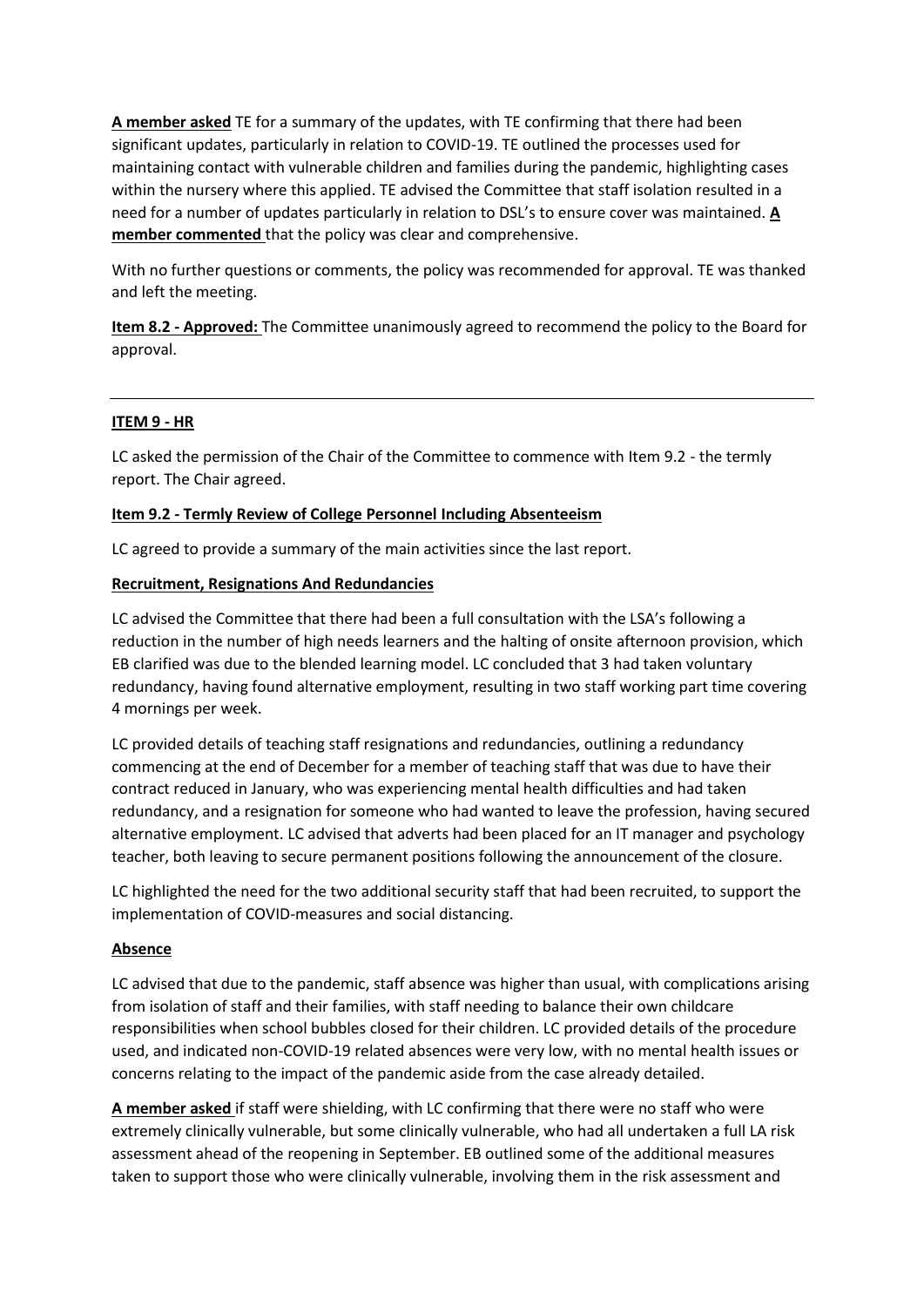**A member asked** TE for a summary of the updates, with TE confirming that there had been significant updates, particularly in relation to COVID-19. TE outlined the processes used for maintaining contact with vulnerable children and families during the pandemic, highlighting cases within the nursery where this applied. TE advised the Committee that staff isolation resulted in a need for a number of updates particularly in relation to DSL's to ensure cover was maintained. **A member commented** that the policy was clear and comprehensive.

With no further questions or comments, the policy was recommended for approval. TE was thanked and left the meeting.

**Item 8.2 - Approved:** The Committee unanimously agreed to recommend the policy to the Board for approval.

---

**ITEM 9 - HR**

LC asked the permission of the Chair of the Committee to commence with Item 9.2 - the termly report. The Chair agreed.

**Item 9.2 - Termly Review of College Personnel Including Absenteeism**

LC agreed to provide a summary of the main activities since the last report.

**Recruitment, Resignations And Redundancies**

LC advised the Committee that there had been a full consultation with the LSA's following a reduction in the number of high needs learners and the halting of onsite afternoon provision, which EB clarified was due to the blended learning model. LC concluded that 3 had taken voluntary redundancy, having found alternative employment, resulting in two staff working part time covering 4 mornings per week.

LC provided details of teaching staff resignations and redundancies, outlining a redundancy commencing at the end of December for a member of teaching staff that was due to have their contract reduced in January, who was experiencing mental health difficulties and had taken redundancy, and a resignation for someone who had wanted to leave the profession, having secured alternative employment. LC advised that adverts had been placed for an IT manager and psychology teacher, both leaving to secure permanent positions following the announcement of the closure.

LC highlighted the need for the two additional security staff that had been recruited, to support the implementation of COVID-measures and social distancing.

**Absence**

LC advised that due to the pandemic, staff absence was higher than usual, with complications arising from isolation of staff and their families, with staff needing to balance their own childcare responsibilities when school bubbles closed for their children. LC provided details of the procedure used, and indicated non-COVID-19 related absences were very low, with no mental health issues or concerns relating to the impact of the pandemic aside from the case already detailed.

**A member asked** if staff were shielding, with LC confirming that there were no staff who were extremely clinically vulnerable, but some clinically vulnerable, who had all undertaken a full LA risk assessment ahead of the reopening in September. EB outlined some of the additional measures taken to support those who were clinically vulnerable, involving them in the risk assessment and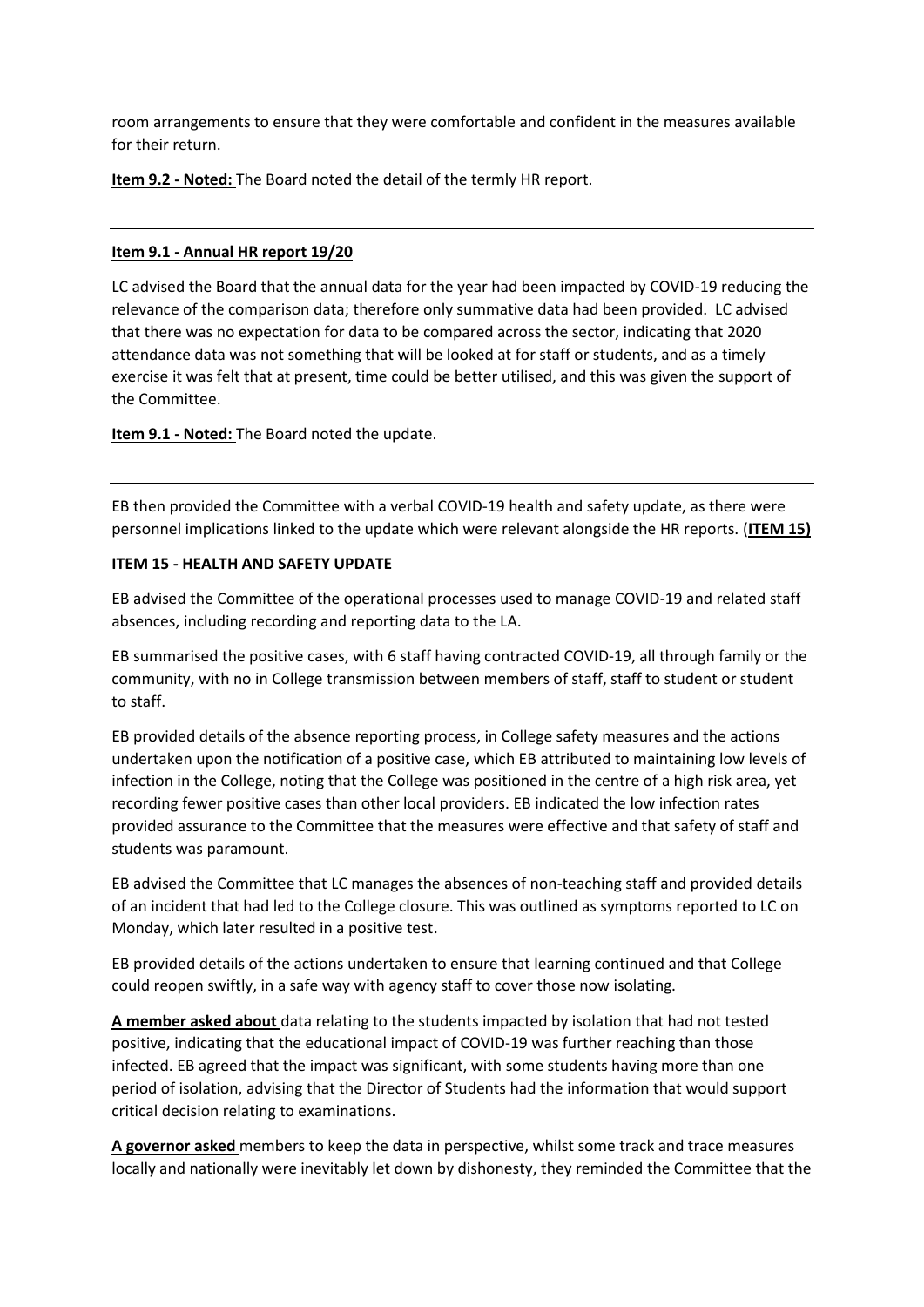room arrangements to ensure that they were comfortable and confident in the measures available for their return.

**Item 9.2 - Noted:** The Board noted the detail of the termly HR report.

---

**Item 9.1 - Annual HR report 19/20**

LC advised the Board that the annual data for the year had been impacted by COVID-19 reducing the relevance of the comparison data; therefore only summative data had been provided. LC advised that there was no expectation for data to be compared across the sector, indicating that 2020 attendance data was not something that will be looked at for staff or students, and as a timely exercise it was felt that at present, time could be better utilised, and this was given the support of the Committee.

**Item 9.1 - Noted:** The Board noted the update.

---

EB then provided the Committee with a verbal COVID-19 health and safety update, as there were personnel implications linked to the update which were relevant alongside the HR reports. (**ITEM 15)**

**ITEM 15 - HEALTH AND SAFETY UPDATE**

EB advised the Committee of the operational processes used to manage COVID-19 and related staff absences, including recording and reporting data to the LA.

EB summarised the positive cases, with 6 staff having contracted COVID-19, all through family or the community, with no in College transmission between members of staff, staff to student or student to staff.

EB provided details of the absence reporting process, in College safety measures and the actions undertaken upon the notification of a positive case, which EB attributed to maintaining low levels of infection in the College, noting that the College was positioned in the centre of a high risk area, yet recording fewer positive cases than other local providers. EB indicated the low infection rates provided assurance to the Committee that the measures were effective and that safety of staff and students was paramount.

EB advised the Committee that LC manages the absences of non-teaching staff and provided details of an incident that had led to the College closure. This was outlined as symptoms reported to LC on Monday, which later resulted in a positive test.

EB provided details of the actions undertaken to ensure that learning continued and that College could reopen swiftly, in a safe way with agency staff to cover those now isolating.

**A member asked about** data relating to the students impacted by isolation that had not tested positive, indicating that the educational impact of COVID-19 was further reaching than those infected. EB agreed that the impact was significant, with some students having more than one period of isolation, advising that the Director of Students had the information that would support critical decision relating to examinations.

**A governor asked** members to keep the data in perspective, whilst some track and trace measures locally and nationally were inevitably let down by dishonesty, they reminded the Committee that the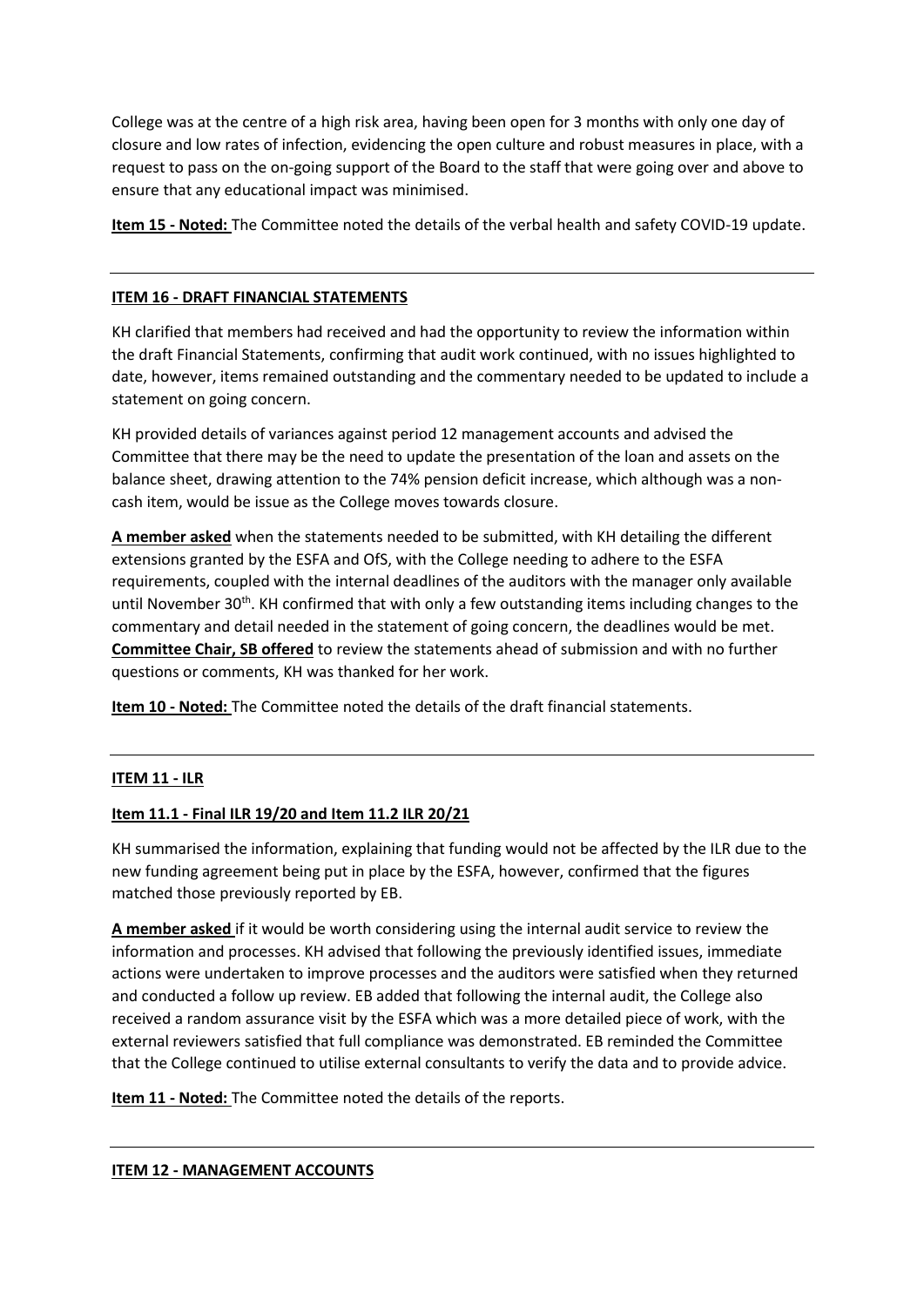College was at the centre of a high risk area, having been open for 3 months with only one day of closure and low rates of infection, evidencing the open culture and robust measures in place, with a request to pass on the on-going support of the Board to the staff that were going over and above to ensure that any educational impact was minimised.

**Item 15 - Noted:** The Committee noted the details of the verbal health and safety COVID-19 update.

---

**ITEM 16 - DRAFT FINANCIAL STATEMENTS**

KH clarified that members had received and had the opportunity to review the information within the draft Financial Statements, confirming that audit work continued, with no issues highlighted to date, however, items remained outstanding and the commentary needed to be updated to include a statement on going concern.

KH provided details of variances against period 12 management accounts and advised the Committee that there may be the need to update the presentation of the loan and assets on the balance sheet, drawing attention to the 74% pension deficit increase, which although was a non-cash item, would be issue as the College moves towards closure.

**A member asked** when the statements needed to be submitted, with KH detailing the different extensions granted by the ESFA and OfS, with the College needing to adhere to the ESFA requirements, coupled with the internal deadlines of the auditors with the manager only available until November 30th. KH confirmed that with only a few outstanding items including changes to the commentary and detail needed in the statement of going concern, the deadlines would be met. **Committee Chair, SB offered** to review the statements ahead of submission and with no further questions or comments, KH was thanked for her work.

**Item 10 - Noted:** The Committee noted the details of the draft financial statements.

---

**ITEM 11 - ILR**

**Item 11.1 - Final ILR 19/20 and Item 11.2 ILR 20/21**

KH summarised the information, explaining that funding would not be affected by the ILR due to the new funding agreement being put in place by the ESFA, however, confirmed that the figures matched those previously reported by EB.

**A member asked** if it would be worth considering using the internal audit service to review the information and processes. KH advised that following the previously identified issues, immediate actions were undertaken to improve processes and the auditors were satisfied when they returned and conducted a follow up review. EB added that following the internal audit, the College also received a random assurance visit by the ESFA which was a more detailed piece of work, with the external reviewers satisfied that full compliance was demonstrated. EB reminded the Committee that the College continued to utilise external consultants to verify the data and to provide advice.

**Item 11 - Noted:** The Committee noted the details of the reports.

---

**ITEM 12 - MANAGEMENT ACCOUNTS**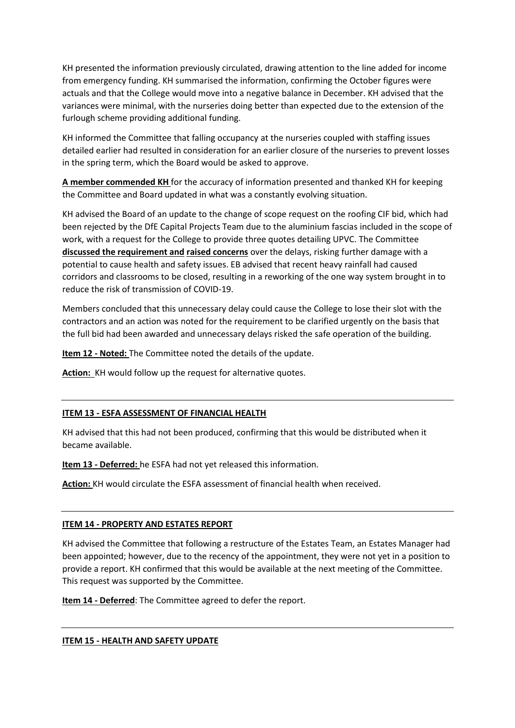KH presented the information previously circulated, drawing attention to the line added for income from emergency funding. KH summarised the information, confirming the October figures were actuals and that the College would move into a negative balance in December. KH advised that the variances were minimal, with the nurseries doing better than expected due to the extension of the furlough scheme providing additional funding.

KH informed the Committee that falling occupancy at the nurseries coupled with staffing issues detailed earlier had resulted in consideration for an earlier closure of the nurseries to prevent losses in the spring term, which the Board would be asked to approve.

**A member commended KH** for the accuracy of information presented and thanked KH for keeping the Committee and Board updated in what was a constantly evolving situation.

KH advised the Board of an update to the change of scope request on the roofing CIF bid, which had been rejected by the DfE Capital Projects Team due to the aluminium fascias included in the scope of work, with a request for the College to provide three quotes detailing UPVC. The Committee **discussed the requirement and raised concerns** over the delays, risking further damage with a potential to cause health and safety issues. EB advised that recent heavy rainfall had caused corridors and classrooms to be closed, resulting in a reworking of the one way system brought in to reduce the risk of transmission of COVID-19.

Members concluded that this unnecessary delay could cause the College to lose their slot with the contractors and an action was noted for the requirement to be clarified urgently on the basis that the full bid had been awarded and unnecessary delays risked the safe operation of the building.

**Item 12 - Noted:** The Committee noted the details of the update.

**Action:** KH would follow up the request for alternative quotes.

---

**ITEM 13 - ESFA ASSESSMENT OF FINANCIAL HEALTH**

KH advised that this had not been produced, confirming that this would be distributed when it became available.

**Item 13 - Deferred:** he ESFA had not yet released this information.

**Action:** KH would circulate the ESFA assessment of financial health when received.

---

**ITEM 14 - PROPERTY AND ESTATES REPORT**

KH advised the Committee that following a restructure of the Estates Team, an Estates Manager had been appointed; however, due to the recency of the appointment, they were not yet in a position to provide a report. KH confirmed that this would be available at the next meeting of the Committee. This request was supported by the Committee.

**Item 14 - Deferred**: The Committee agreed to defer the report.

---

**ITEM 15 - HEALTH AND SAFETY UPDATE**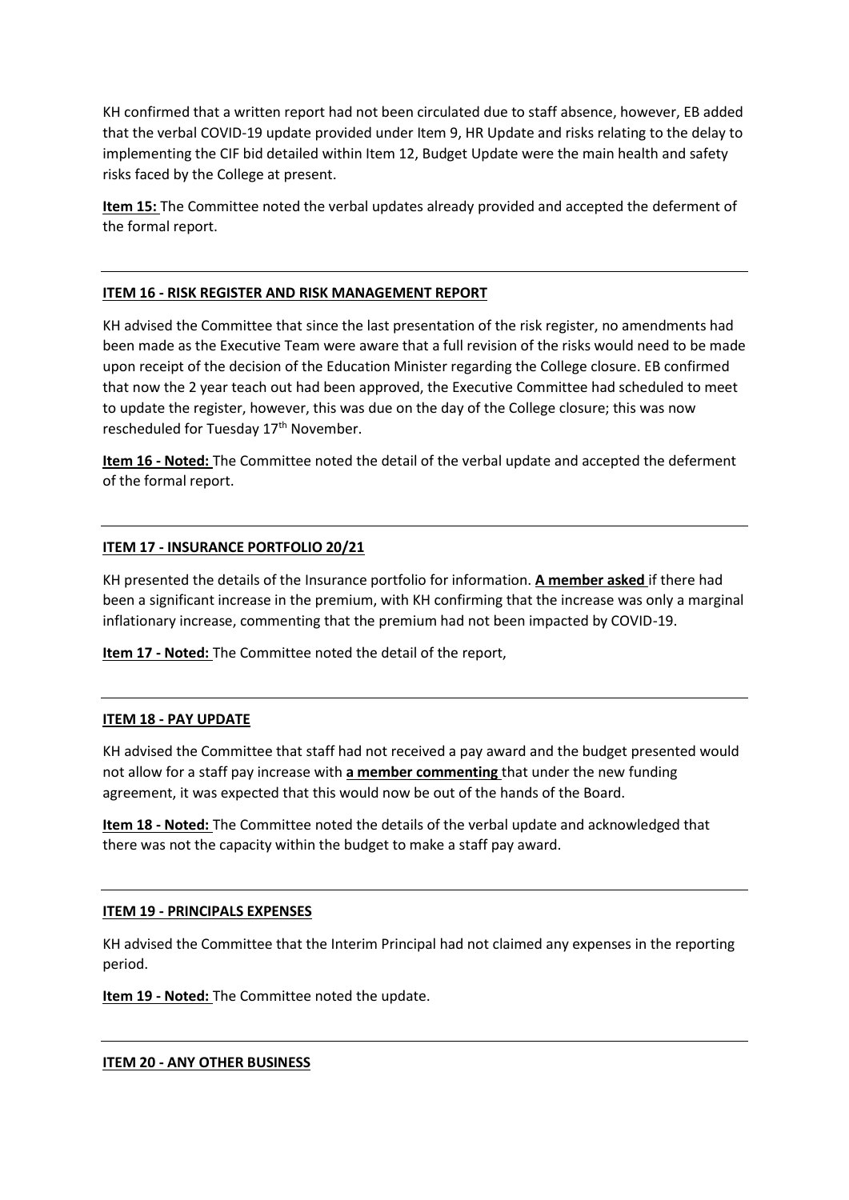KH confirmed that a written report had not been circulated due to staff absence, however, EB added that the verbal COVID-19 update provided under Item 9, HR Update and risks relating to the delay to implementing the CIF bid detailed within Item 12, Budget Update were the main health and safety risks faced by the College at present.

**Item 15:** The Committee noted the verbal updates already provided and accepted the deferment of the formal report.

---

**ITEM 16 - RISK REGISTER AND RISK MANAGEMENT REPORT**

KH advised the Committee that since the last presentation of the risk register, no amendments had been made as the Executive Team were aware that a full revision of the risks would need to be made upon receipt of the decision of the Education Minister regarding the College closure. EB confirmed that now the 2 year teach out had been approved, the Executive Committee had scheduled to meet to update the register, however, this was due on the day of the College closure; this was now rescheduled for Tuesday 17th November.

**Item 16 - Noted:** The Committee noted the detail of the verbal update and accepted the deferment of the formal report.

---

**ITEM 17 - INSURANCE PORTFOLIO 20/21**

KH presented the details of the Insurance portfolio for information. **A member asked** if there had been a significant increase in the premium, with KH confirming that the increase was only a marginal inflationary increase, commenting that the premium had not been impacted by COVID-19.

**Item 17 - Noted:** The Committee noted the detail of the report,

---

**ITEM 18 - PAY UPDATE**

KH advised the Committee that staff had not received a pay award and the budget presented would not allow for a staff pay increase with **a member commenting** that under the new funding agreement, it was expected that this would now be out of the hands of the Board.

**Item 18 - Noted:** The Committee noted the details of the verbal update and acknowledged that there was not the capacity within the budget to make a staff pay award.

---

**ITEM 19 - PRINCIPALS EXPENSES**

KH advised the Committee that the Interim Principal had not claimed any expenses in the reporting period.

**Item 19 - Noted:** The Committee noted the update.

---

**ITEM 20 - ANY OTHER BUSINESS**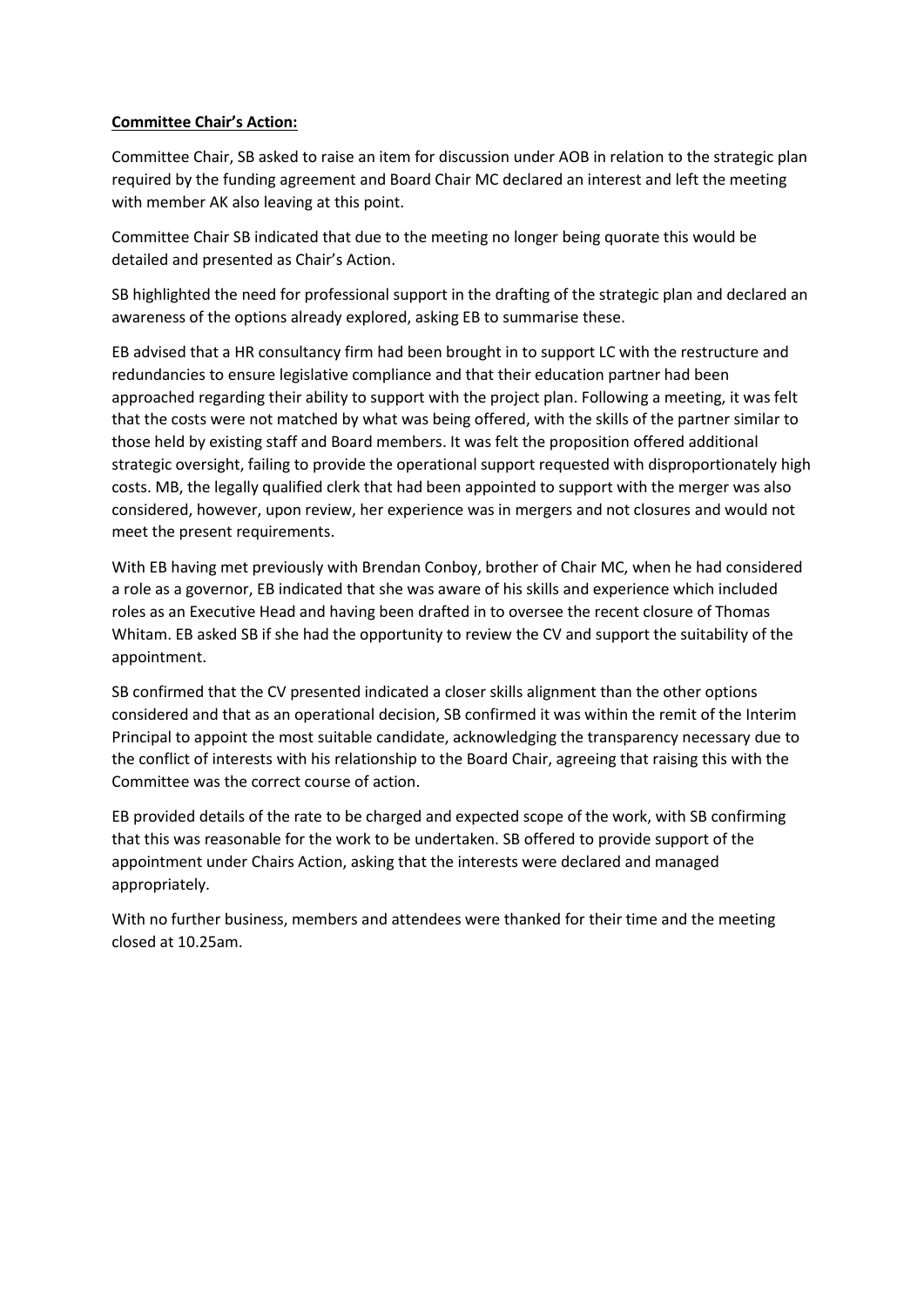**Committee Chair's Action:**

Committee Chair, SB asked to raise an item for discussion under AOB in relation to the strategic plan required by the funding agreement and Board Chair MC declared an interest and left the meeting with member AK also leaving at this point.

Committee Chair SB indicated that due to the meeting no longer being quorate this would be detailed and presented as Chair's Action.

SB highlighted the need for professional support in the drafting of the strategic plan and declared an awareness of the options already explored, asking EB to summarise these.

EB advised that a HR consultancy firm had been brought in to support LC with the restructure and redundancies to ensure legislative compliance and that their education partner had been approached regarding their ability to support with the project plan. Following a meeting, it was felt that the costs were not matched by what was being offered, with the skills of the partner similar to those held by existing staff and Board members. It was felt the proposition offered additional strategic oversight, failing to provide the operational support requested with disproportionately high costs. MB, the legally qualified clerk that had been appointed to support with the merger was also considered, however, upon review, her experience was in mergers and not closures and would not meet the present requirements.

With EB having met previously with Brendan Conboy, brother of Chair MC, when he had considered a role as a governor, EB indicated that she was aware of his skills and experience which included roles as an Executive Head and having been drafted in to oversee the recent closure of Thomas Whitam. EB asked SB if she had the opportunity to review the CV and support the suitability of the appointment.

SB confirmed that the CV presented indicated a closer skills alignment than the other options considered and that as an operational decision, SB confirmed it was within the remit of the Interim Principal to appoint the most suitable candidate, acknowledging the transparency necessary due to the conflict of interests with his relationship to the Board Chair, agreeing that raising this with the Committee was the correct course of action.

EB provided details of the rate to be charged and expected scope of the work, with SB confirming that this was reasonable for the work to be undertaken. SB offered to provide support of the appointment under Chairs Action, asking that the interests were declared and managed appropriately.

With no further business, members and attendees were thanked for their time and the meeting closed at 10.25am.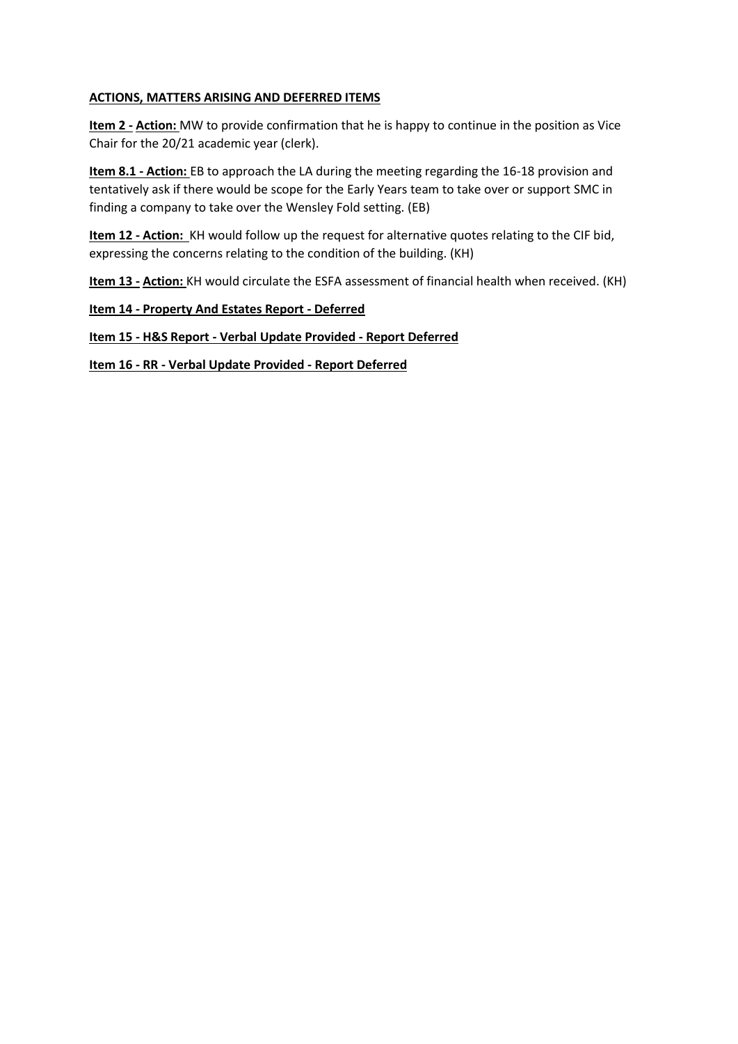**ACTIONS, MATTERS ARISING AND DEFERRED ITEMS**

**Item 2 - Action:** MW to provide confirmation that he is happy to continue in the position as Vice Chair for the 20/21 academic year (clerk).

**Item 8.1 - Action:** EB to approach the LA during the meeting regarding the 16-18 provision and tentatively ask if there would be scope for the Early Years team to take over or support SMC in finding a company to take over the Wensley Fold setting. (EB)

**Item 12 - Action:** KH would follow up the request for alternative quotes relating to the CIF bid, expressing the concerns relating to the condition of the building. (KH)

**Item 13 - Action:** KH would circulate the ESFA assessment of financial health when received. (KH)

**Item 14 - Property And Estates Report - Deferred**

**Item 15 - H&S Report - Verbal Update Provided - Report Deferred**

**Item 16 - RR - Verbal Update Provided - Report Deferred**